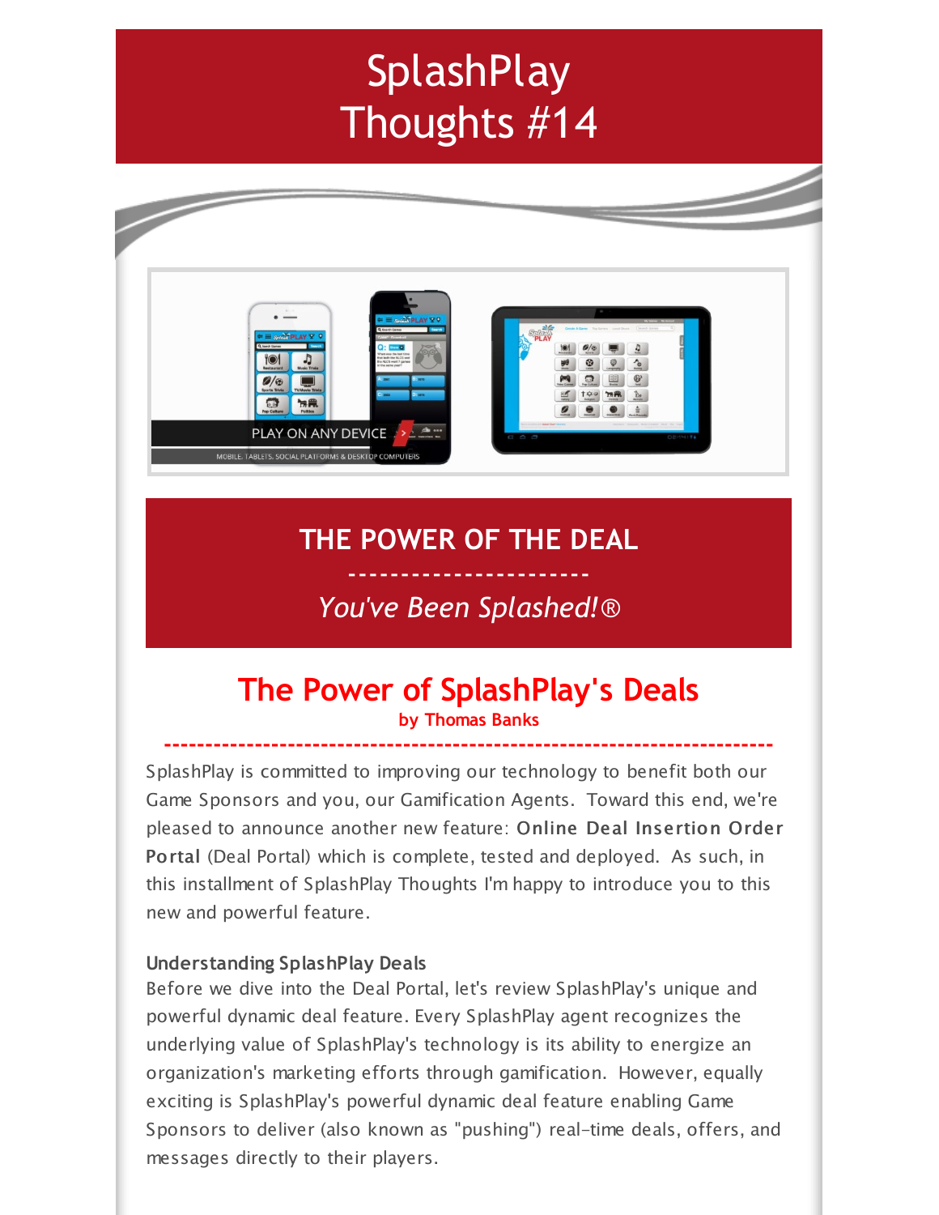# SplashPlay Thoughts #14

PLAY ON ANY DEVICE

MOBILE, TABLETS, SOCIAL PLATFORMS & DESKTOP COMPUTERS

## THE POWER OF THE DEAL

-----------------------

*You've Been Splashed!®*

## The Power of SplashPlay's Deals

**by Thomas Banks**

---

SplashPlay is committed to improving our technology to benefit both our Game Sponsors and you, our Gamification Agents. Toward this end, we're pleased to announce another new feature: **Online Deal Insertion Order Portal** (Deal Portal) which is complete, tested and deployed. As such, in this installment of SplashPlay Thoughts I'm happy to introduce you to this new and powerful feature.

**Understanding SplashPlay Deals**

Before we dive into the Deal Portal, let's review SplashPlay's unique and powerful dynamic deal feature. Every SplashPlay agent recognizes the underlying value of SplashPlay's technology is its ability to energize an organization's marketing efforts through gamification. However, equally exciting is SplashPlay's powerful dynamic deal feature enabling Game Sponsors to deliver (also known as "pushing") real-time deals, offers, and messages directly to their players.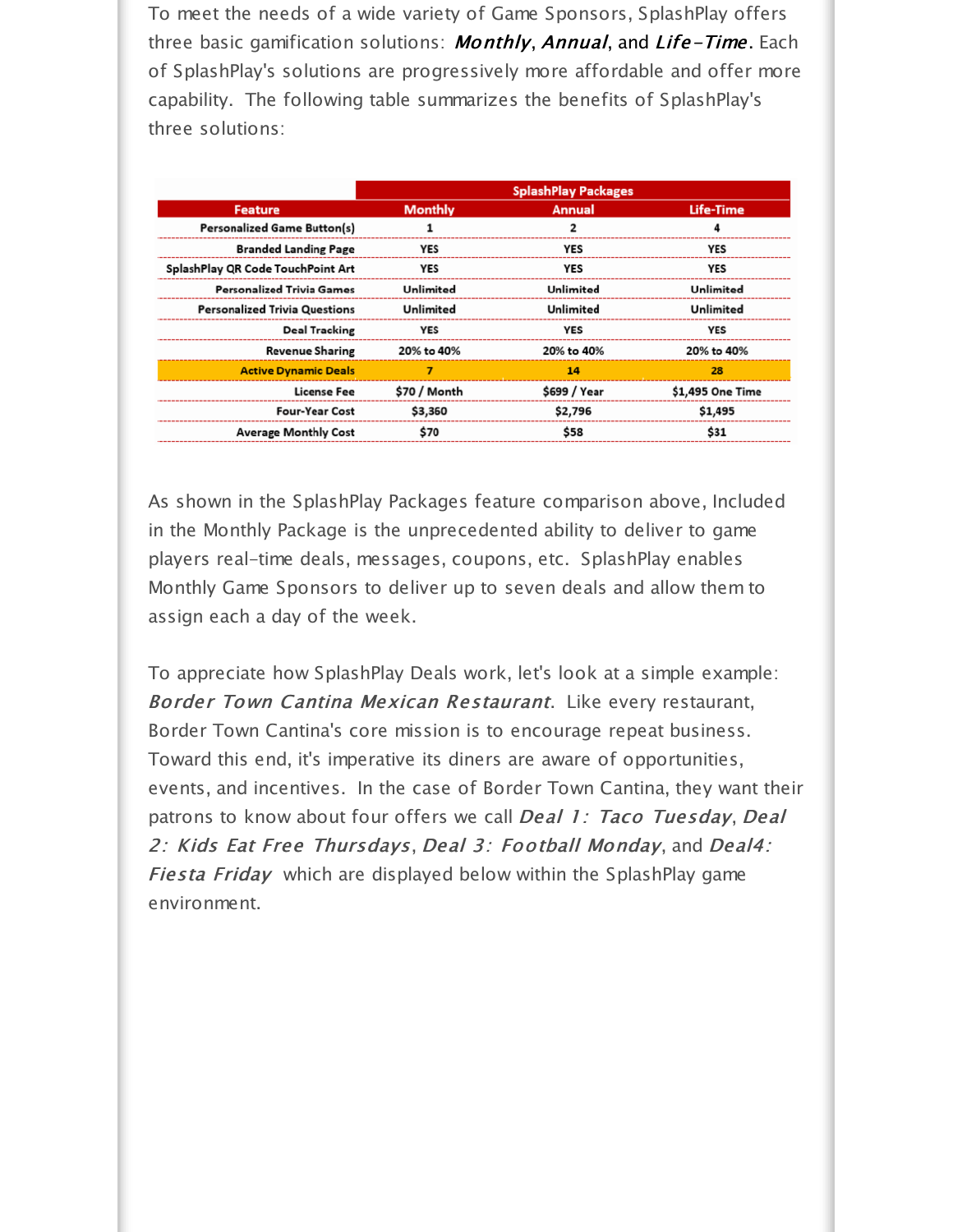To meet the needs of a wide variety of Game Sponsors, SplashPlay offers three basic gamification solutions: ***Monthly***, ***Annual***, and ***Life-Time***. Each of SplashPlay's solutions are progressively more affordable and offer more capability. The following table summarizes the benefits of SplashPlay's three solutions:

| | SplashPlay Packages | | |
|---|---|---|---|
| **Feature** | **Monthly** | **Annual** | **Life-Time** |
| **Personalized Game Button(s)** | 1 | 2 | 4 |
| **Branded Landing Page** | YES | YES | YES |
| **SplashPlay QR Code TouchPoint Art** | YES | YES | YES |
| **Personalized Trivia Games** | Unlimited | Unlimited | Unlimited |
| **Personalized Trivia Questions** | Unlimited | Unlimited | Unlimited |
| **Deal Tracking** | YES | YES | YES |
| **Revenue Sharing** | 20% to 40% | 20% to 40% | 20% to 40% |
| **Active Dynamic Deals** | 7 | 14 | 28 |
| **License Fee** | $70 / Month | $699 / Year | $1,495 One Time |
| **Four-Year Cost** | $3,360 | $2,796 | $1,495 |
| **Average Monthly Cost** | $70 | $58 | $31 |

As shown in the SplashPlay Packages feature comparison above, Included in the Monthly Package is the unprecedented ability to deliver to game players real-time deals, messages, coupons, etc. SplashPlay enables Monthly Game Sponsors to deliver up to seven deals and allow them to assign each a day of the week.

To appreciate how SplashPlay Deals work, let's look at a simple example: *Border Town Cantina Mexican Restaurant*. Like every restaurant, Border Town Cantina's core mission is to encourage repeat business. Toward this end, it's imperative its diners are aware of opportunities, events, and incentives. In the case of Border Town Cantina, they want their patrons to know about four offers we call *Deal 1: Taco Tuesday*, *Deal 2: Kids Eat Free Thursdays*, *Deal 3: Football Monday*, and *Deal4: Fiesta Friday* which are displayed below within the SplashPlay game environment.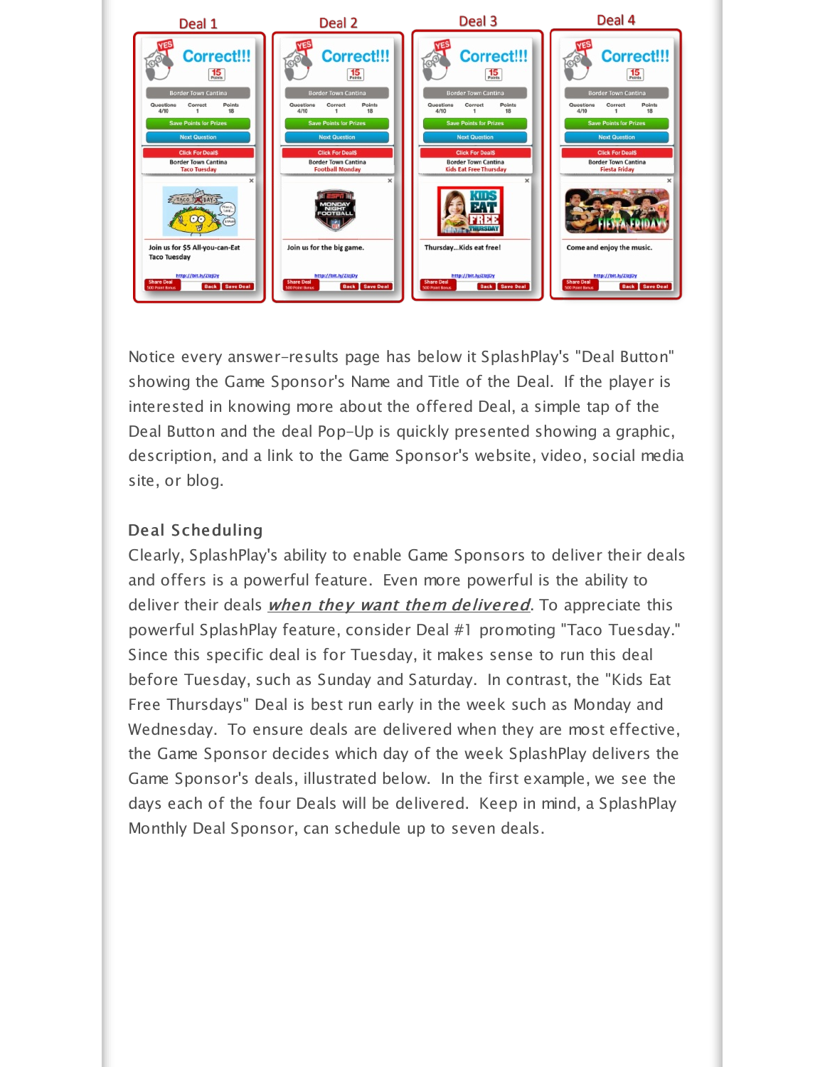Deal 1 Deal 2 Deal 3 Deal 4

Notice every answer-results page has below it SplashPlay's "Deal Button" showing the Game Sponsor's Name and Title of the Deal. If the player is interested in knowing more about the offered Deal, a simple tap of the Deal Button and the deal Pop-Up is quickly presented showing a graphic, description, and a link to the Game Sponsor's website, video, social media site, or blog.

### Deal Scheduling

Clearly, SplashPlay's ability to enable Game Sponsors to deliver their deals and offers is a powerful feature. Even more powerful is the ability to deliver their deals ***when they want them delivered***. To appreciate this powerful SplashPlay feature, consider Deal #1 promoting "Taco Tuesday." Since this specific deal is for Tuesday, it makes sense to run this deal before Tuesday, such as Sunday and Saturday. In contrast, the "Kids Eat Free Thursdays" Deal is best run early in the week such as Monday and Wednesday. To ensure deals are delivered when they are most effective, the Game Sponsor decides which day of the week SplashPlay delivers the Game Sponsor's deals, illustrated below. In the first example, we see the days each of the four Deals will be delivered. Keep in mind, a SplashPlay Monthly Deal Sponsor, can schedule up to seven deals.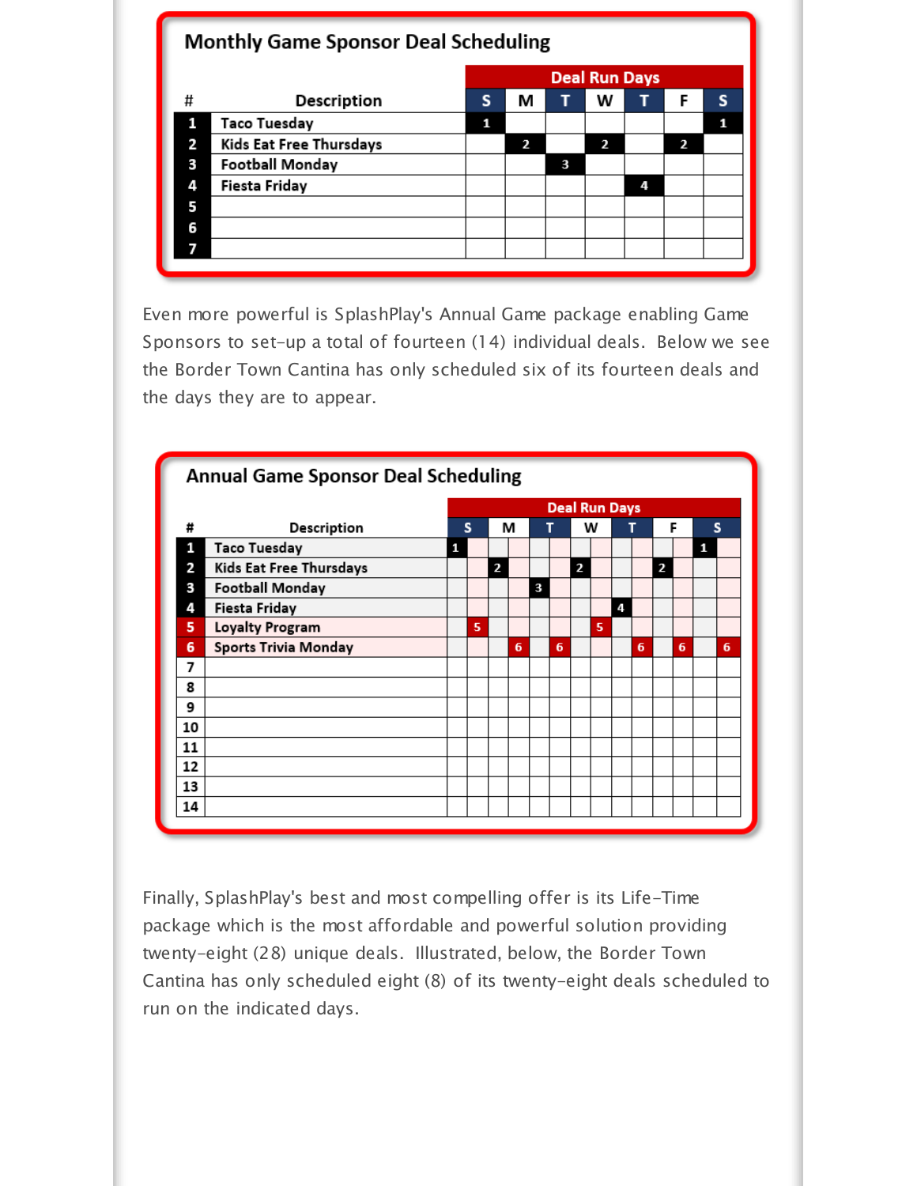## Monthly Game Sponsor Deal Scheduling

| # | Description | Deal Run Days | | | | | | |
|---|---|---|---|---|---|---|---|---|
| | | S | M | T | W | T | F | S |
| 1 | Taco Tuesday | 1 | | | | | | 1 |
| 2 | Kids Eat Free Thursdays | | 2 | | 2 | | 2 | |
| 3 | Football Monday | | | 3 | | | | |
| 4 | Fiesta Friday | | | | | 4 | | |
| 5 | | | | | | | | |
| 6 | | | | | | | | |
| 7 | | | | | | | | |

Even more powerful is SplashPlay's Annual Game package enabling Game Sponsors to set-up a total of fourteen (14) individual deals. Below we see the Border Town Cantina has only scheduled six of its fourteen deals and the days they are to appear.

## Annual Game Sponsor Deal Scheduling

| # | Description | Deal Run Days | | | | | | | | | | | | | |
|---|---|---|---|---|---|---|---|---|---|---|---|---|---|---|---|
| | | S | | M | | T | | W | | T | | F | | S | |
| 1 | Taco Tuesday | 1 | | | | | | | | | | | | 1 | |
| 2 | Kids Eat Free Thursdays | | | 2 | | | | 2 | | | | 2 | | | |
| 3 | Football Monday | | | | | 3 | | | | | | | | | |
| 4 | Fiesta Friday | | | | | | | | | 4 | | | | | |
| 5 | Loyalty Program | | 5 | | | | | | 5 | | | | | | |
| 6 | Sports Trivia Monday | | | | 6 | | 6 | | | | 6 | | 6 | | 6 |
| 7 | | | | | | | | | | | | | | | |
| 8 | | | | | | | | | | | | | | | |
| 9 | | | | | | | | | | | | | | | |
| 10 | | | | | | | | | | | | | | | |
| 11 | | | | | | | | | | | | | | | |
| 12 | | | | | | | | | | | | | | | |
| 13 | | | | | | | | | | | | | | | |
| 14 | | | | | | | | | | | | | | | |

Finally, SplashPlay's best and most compelling offer is its Life-Time package which is the most affordable and powerful solution providing twenty-eight (28) unique deals. Illustrated, below, the Border Town Cantina has only scheduled eight (8) of its twenty-eight deals scheduled to run on the indicated days.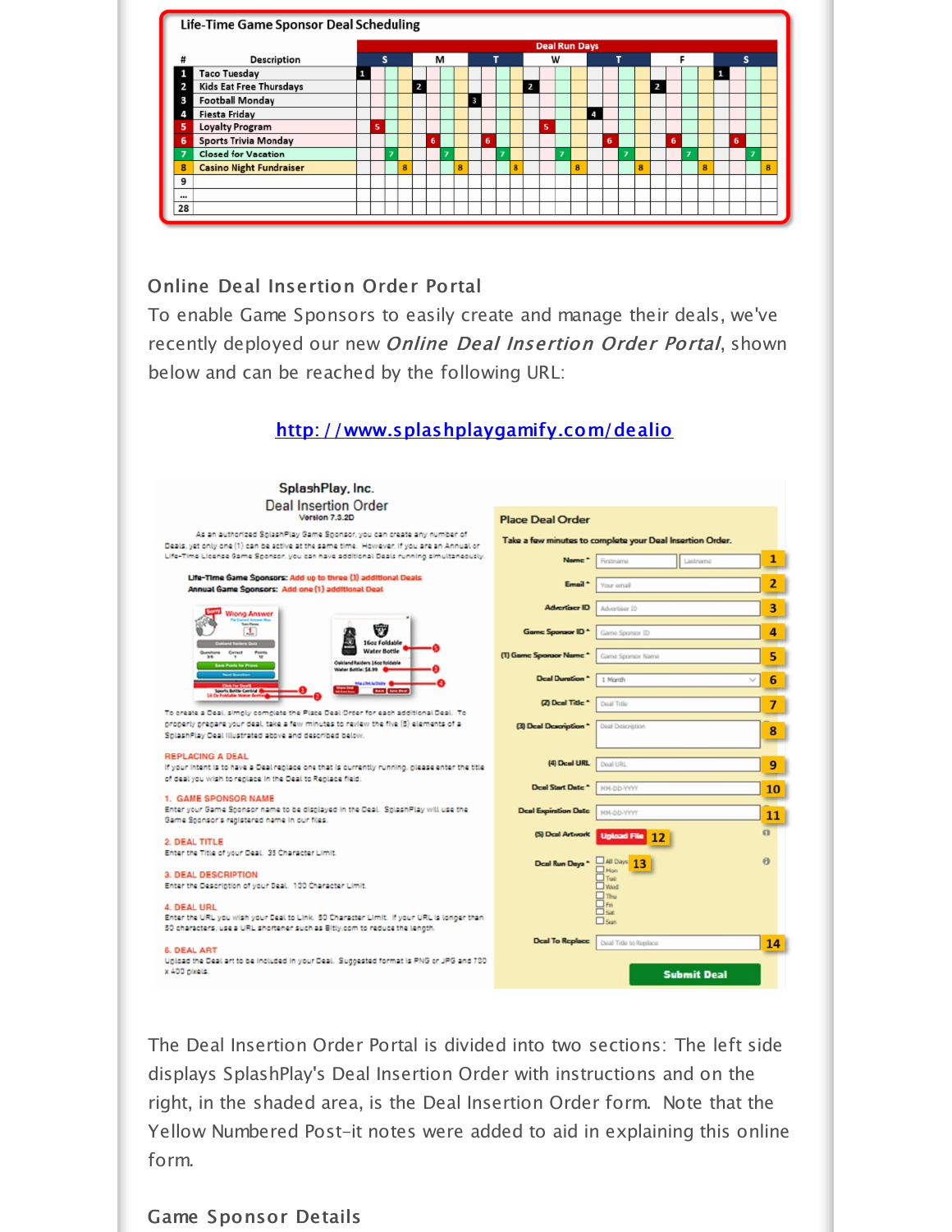**Life-Time Game Sponsor Deal Scheduling**

| # | Description |
|---|---|
| 1 | Taco Tuesday |
| 2 | Kids Eat Free Thursdays |
| 3 | Football Monday |
| 4 | Fiesta Friday |
| 5 | Loyalty Program |
| 6 | Sports Trivia Monday |
| 7 | Closed for Vacation |
| 8 | Casino Night Fundraiser |
| 9 | |
| ... | |
| 28 | |

### Online Deal Insertion Order Portal

To enable Game Sponsors to easily create and manage their deals, we've recently deployed our new *Online Deal Insertion Order Portal*, shown below and can be reached by the following URL:

http://www.splashplaygamify.com/dealio

**SplashPlay, Inc.**
**Deal Insertion Order**
Version 7.3.2D

As an authorized SplashPlay Game Sponsor, you can create any number of Deals, yet only one (1) can be active at the same time. However, if you are an Annual or Life-Time License Game Sponsor, you can have additional Deals running simultaneously.

**Life-Time Game Sponsors:** Add up to three (3) additional Deals
**Annual Game Sponsors:** Add one (1) additional Deal

To create a Deal, simply complete the Place Deal Order for each additional Deal. To properly prepare your deal, take a few minutes to review the five (5) elements of a SplashPlay Deal illustrated above and described below.

**REPLACING A DEAL**
If your intent is to have a Deal replace one that is currently running, please enter the title of deal you wish to replace in the Deal to Replace field.

**1. GAME SPONSOR NAME**
Enter your Game Sponsor name to be displayed in the Deal. SplashPlay will use the Game Sponsor's registered name in our files.

**2. DEAL TITLE**
Enter the Title of your Deal. 35 Character Limit.

**3. DEAL DESCRIPTION**
Enter the Description of your Deal. 100 Character Limit.

**4. DEAL URL**
Enter the URL you wish your Deal to Link. 50 Character Limit. If your URL is longer than 50 characters, use a URL shortener such as Bitly.com to reduce the length.

**5. DEAL ART**
Upload the Deal art to be included in your Deal. Suggested format is PNG or JPG and 700 x 400 pixels.

**Place Deal Order**
Take a few minutes to complete your Deal Insertion Order.

- Name* [1]
- Email* [2]
- Advertiser ID [3]
- Game Sponsor ID* [4]
- (1) Game Sponsor Name* [5]
- Deal Duration* (1 Month) [6]
- (2) Deal Title* [7]
- (3) Deal Description* [8]
- (4) Deal URL [9]
- Deal Start Date* [10]
- Deal Expiration Date [11]
- (5) Deal Artwork (Upload File) [12]
- Deal Run Days* (All Days, Mon, Tue, Wed, Thu, Fri, Sat, Sun) [13]
- Deal To Replace [14]

**Submit Deal**

The Deal Insertion Order Portal is divided into two sections: The left side displays SplashPlay's Deal Insertion Order with instructions and on the right, in the shaded area, is the Deal Insertion Order form. Note that the Yellow Numbered Post-it notes were added to aid in explaining this online form.

### Game Sponsor Details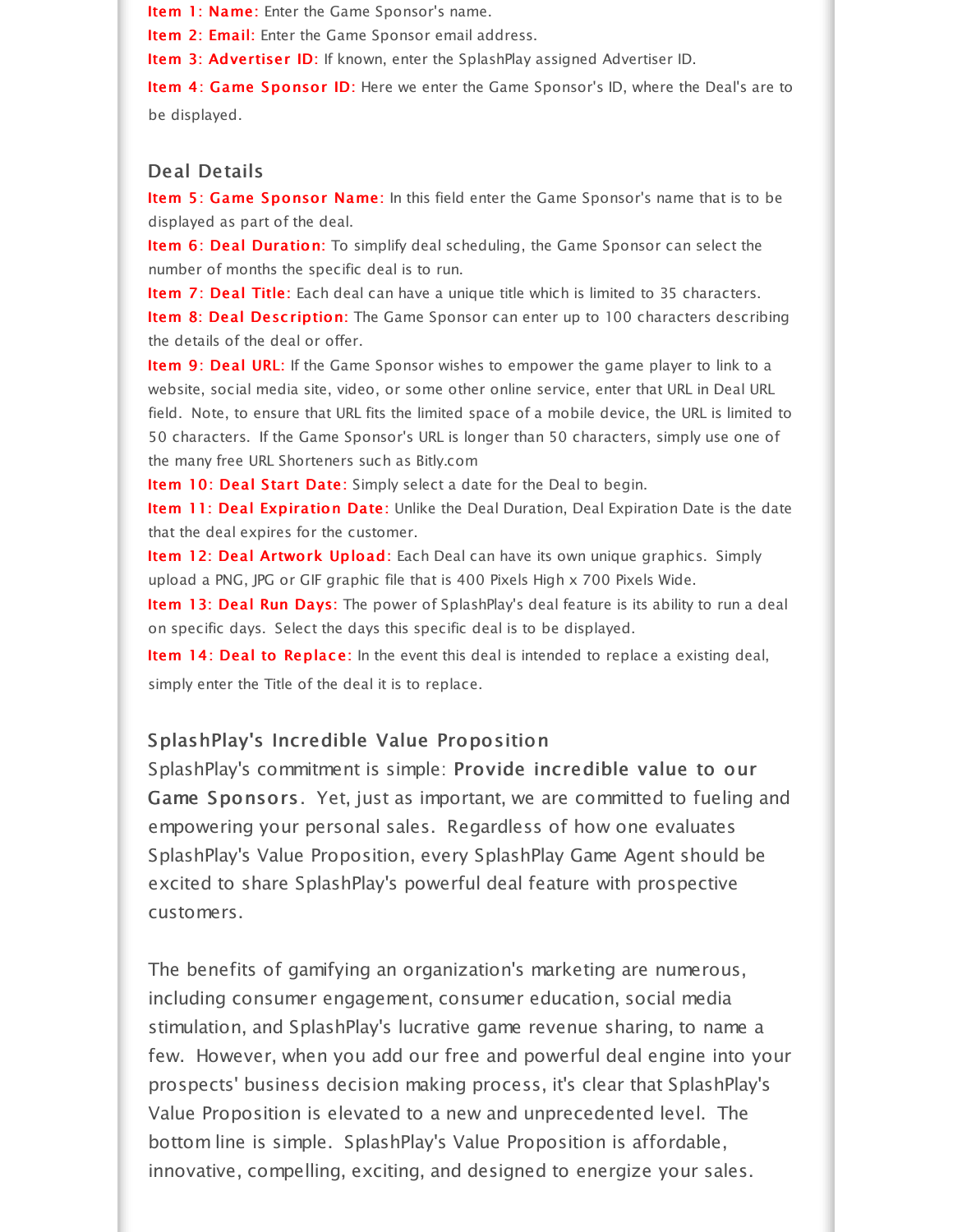**Item 1: Name:** Enter the Game Sponsor's name.

**Item 2: Email:** Enter the Game Sponsor email address.

**Item 3: Advertiser ID:** If known, enter the SplashPlay assigned Advertiser ID.

**Item 4: Game Sponsor ID:** Here we enter the Game Sponsor's ID, where the Deal's are to be displayed.

### Deal Details

**Item 5: Game Sponsor Name:** In this field enter the Game Sponsor's name that is to be displayed as part of the deal.

**Item 6: Deal Duration:** To simplify deal scheduling, the Game Sponsor can select the number of months the specific deal is to run.

**Item 7: Deal Title:** Each deal can have a unique title which is limited to 35 characters.

**Item 8: Deal Description:** The Game Sponsor can enter up to 100 characters describing the details of the deal or offer.

**Item 9: Deal URL:** If the Game Sponsor wishes to empower the game player to link to a website, social media site, video, or some other online service, enter that URL in Deal URL field. Note, to ensure that URL fits the limited space of a mobile device, the URL is limited to 50 characters. If the Game Sponsor's URL is longer than 50 characters, simply use one of the many free URL Shorteners such as Bitly.com

**Item 10: Deal Start Date:** Simply select a date for the Deal to begin.

**Item 11: Deal Expiration Date:** Unlike the Deal Duration, Deal Expiration Date is the date that the deal expires for the customer.

**Item 12: Deal Artwork Upload:** Each Deal can have its own unique graphics. Simply upload a PNG, JPG or GIF graphic file that is 400 Pixels High x 700 Pixels Wide.

**Item 13: Deal Run Days:** The power of SplashPlay's deal feature is its ability to run a deal on specific days. Select the days this specific deal is to be displayed.

**Item 14: Deal to Replace:** In the event this deal is intended to replace a existing deal, simply enter the Title of the deal it is to replace.

### SplashPlay's Incredible Value Proposition

SplashPlay's commitment is simple: **Provide incredible value to our Game Sponsors**. Yet, just as important, we are committed to fueling and empowering your personal sales. Regardless of how one evaluates SplashPlay's Value Proposition, every SplashPlay Game Agent should be excited to share SplashPlay's powerful deal feature with prospective customers.

The benefits of gamifying an organization's marketing are numerous, including consumer engagement, consumer education, social media stimulation, and SplashPlay's lucrative game revenue sharing, to name a few. However, when you add our free and powerful deal engine into your prospects' business decision making process, it's clear that SplashPlay's Value Proposition is elevated to a new and unprecedented level. The bottom line is simple. SplashPlay's Value Proposition is affordable, innovative, compelling, exciting, and designed to energize your sales.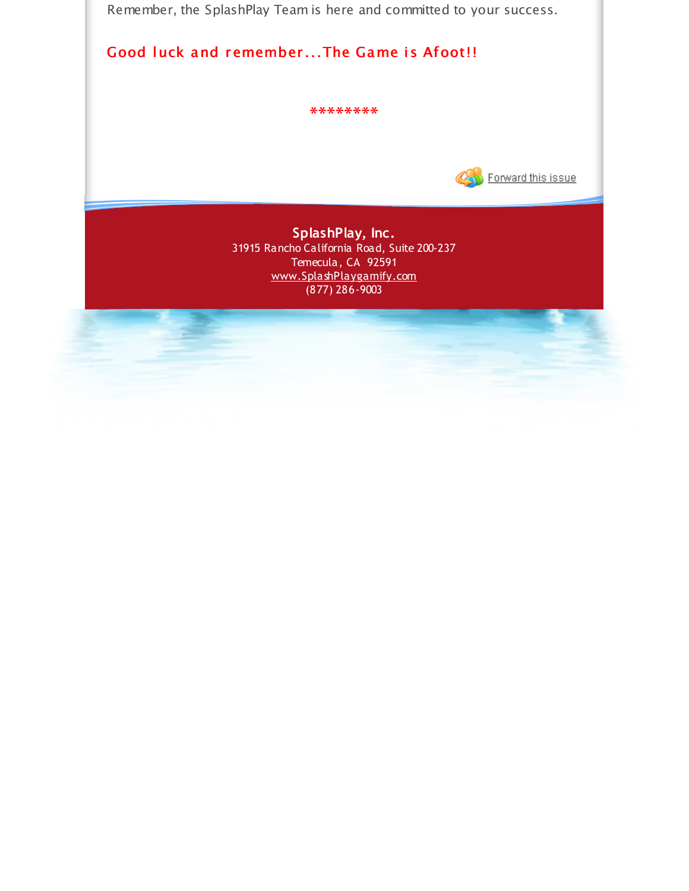Remember, the SplashPlay Team is here and committed to your success.

**Good luck and remember...The Game is Afoot!!**

********

Forward this issue

**SplashPlay, Inc.**
31915 Rancho California Road, Suite 200-237
Temecula, CA 92591
www.SplashPlaygamify.com
(877) 286-9003